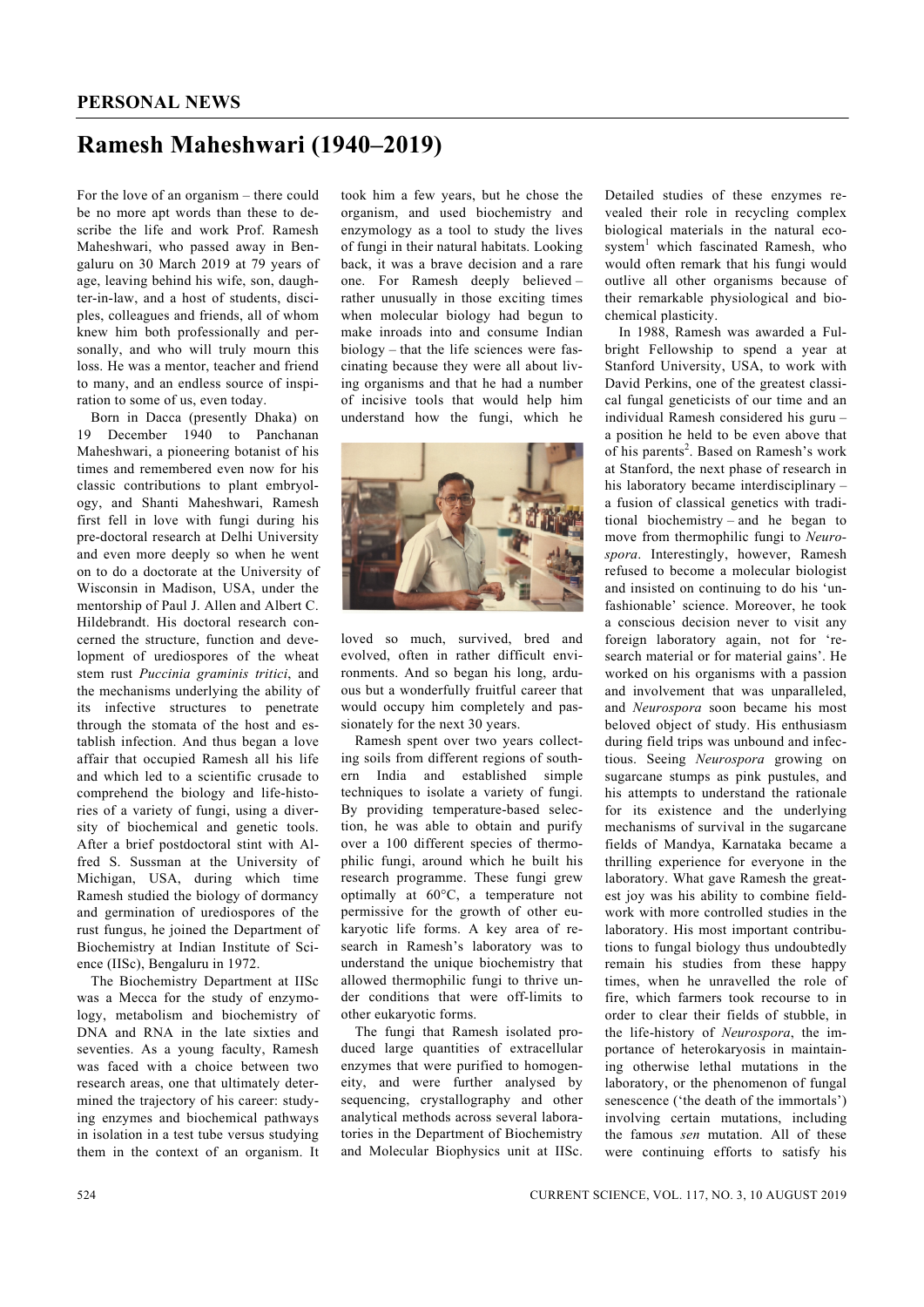## PERSONAL NEWS

# Ramesh Maheshwari (1940–2019)

For the love of an organism – there could be no more apt words than these to describe the life and work Prof. Ramesh Maheshwari, who passed away in Bengaluru on 30 March 2019 at 79 years of age, leaving behind his wife, son, daughter-in-law, and a host of students, disciples, colleagues and friends, all of whom knew him both professionally and personally, and who will truly mourn this loss. He was a mentor, teacher and friend to many, and an endless source of inspiration to some of us, even today.

Born in Dacca (presently Dhaka) on 19 December 1940 to Panchanan Maheshwari, a pioneering botanist of his times and remembered even now for his classic contributions to plant embryology, and Shanti Maheshwari, Ramesh first fell in love with fungi during his pre-doctoral research at Delhi University and even more deeply so when he went on to do a doctorate at the University of Wisconsin in Madison, USA, under the mentorship of Paul J. Allen and Albert C. Hildebrandt. His doctoral research concerned the structure, function and development of urediospores of the wheat stem rust *Puccinia graminis tritici*, and the mechanisms underlying the ability of its infective structures to penetrate through the stomata of the host and establish infection. And thus began a love affair that occupied Ramesh all his life and which led to a scientific crusade to comprehend the biology and life-histories of a variety of fungi, using a diversity of biochemical and genetic tools. After a brief postdoctoral stint with Alfred S. Sussman at the University of Michigan, USA, during which time Ramesh studied the biology of dormancy and germination of urediospores of the rust fungus, he joined the Department of Biochemistry at Indian Institute of Science (IISc), Bengaluru in 1972.

The Biochemistry Department at IISc was a Mecca for the study of enzymology, metabolism and biochemistry of DNA and RNA in the late sixties and seventies. As a young faculty, Ramesh was faced with a choice between two research areas, one that ultimately determined the trajectory of his career: studying enzymes and biochemical pathways in isolation in a test tube versus studying them in the context of an organism. It took him a few years, but he chose the organism, and used biochemistry and enzymology as a tool to study the lives of fungi in their natural habitats. Looking back, it was a brave decision and a rare one. For Ramesh deeply believed – rather unusually in those exciting times when molecular biology had begun to make inroads into and consume Indian biology – that the life sciences were fascinating because they were all about living organisms and that he had a number of incisive tools that would help him understand how the fungi, which he loved so much, survived, bred and evolved, often in rather difficult environments. And so began his long, arduous but a wonderfully fruitful career that would occupy him completely and passionately for the next 30 years.

Ramesh spent over two years collecting soils from different regions of southern India and established simple techniques to isolate a variety of fungi. By providing temperature-based selection, he was able to obtain and purify over a 100 different species of thermophilic fungi, around which he built his research programme. These fungi grew optimally at 60°C, a temperature not permissive for the growth of other eukaryotic life forms. A key area of research in Ramesh's laboratory was to understand the unique biochemistry that allowed thermophilic fungi to thrive under conditions that were off-limits to other eukaryotic forms.

The fungi that Ramesh isolated produced large quantities of extracellular enzymes that were purified to homogeneity, and were further analysed by sequencing, crystallography and other analytical methods across several laboratories in the Department of Biochemistry and Molecular Biophysics unit at IISc. Detailed studies of these enzymes revealed their role in recycling complex biological materials in the natural ecosystem[1] which fascinated Ramesh, who would often remark that his fungi would outlive all other organisms because of their remarkable physiological and biochemical plasticity.

In 1988, Ramesh was awarded a Fulbright Fellowship to spend a year at Stanford University, USA, to work with David Perkins, one of the greatest classical fungal geneticists of our time and an individual Ramesh considered his guru – a position he held to be even above that of his parents[2]. Based on Ramesh's work at Stanford, the next phase of research in his laboratory became interdisciplinary – a fusion of classical genetics with traditional biochemistry – and he began to move from thermophilic fungi to *Neurospora*. Interestingly, however, Ramesh refused to become a molecular biologist and insisted on continuing to do his 'unfashionable' science. Moreover, he took a conscious decision never to visit any foreign laboratory again, not for 'research material or for material gains'. He worked on his organisms with a passion and involvement that was unparalleled, and *Neurospora* soon became his most beloved object of study. His enthusiasm during field trips was unbound and infectious. Seeing *Neurospora* growing on sugarcane stumps as pink pustules, and his attempts to understand the rationale for its existence and the underlying mechanisms of survival in the sugarcane fields of Mandya, Karnataka became a thrilling experience for everyone in the laboratory. What gave Ramesh the greatest joy was his ability to combine fieldwork with more controlled studies in the laboratory. His most important contributions to fungal biology thus undoubtedly remain his studies from these happy times, when he unravelled the role of fire, which farmers took recourse to in order to clear their fields of stubble, in the life-history of *Neurospora*, the importance of heterokaryosis in maintaining otherwise lethal mutations in the laboratory, or the phenomenon of fungal senescence ('the death of the immortals') involving certain mutations, including the famous *sen* mutation. All of these were continuing efforts to satisfy his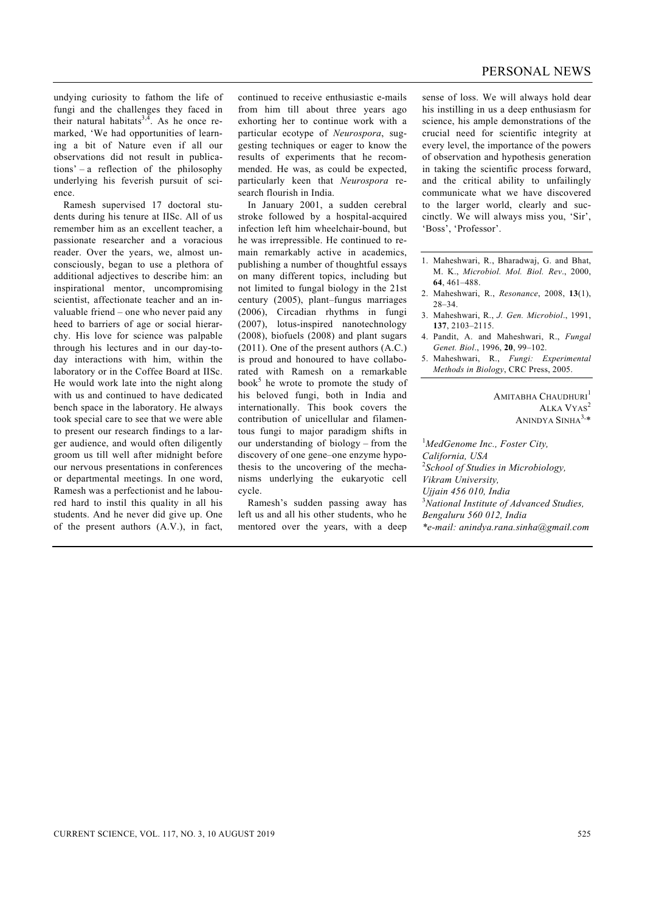undying curiosity to fathom the life of fungi and the challenges they faced in their natural habitats[3,4]. As he once remarked, 'We had opportunities of learning a bit of Nature even if all our observations did not result in publications' – a reflection of the philosophy underlying his feverish pursuit of science.

Ramesh supervised 17 doctoral students during his tenure at IISc. All of us remember him as an excellent teacher, a passionate researcher and a voracious reader. Over the years, we, almost unconsciously, began to use a plethora of additional adjectives to describe him: an inspirational mentor, uncompromising scientist, affectionate teacher and an invaluable friend – one who never paid any heed to barriers of age or social hierarchy. His love for science was palpable through his lectures and in our day-to-day interactions with him, within the laboratory or in the Coffee Board at IISc. He would work late into the night along with us and continued to have dedicated bench space in the laboratory. He always took special care to see that we were able to present our research findings to a larger audience, and would often diligently groom us till well after midnight before our nervous presentations in conferences or departmental meetings. In one word, Ramesh was a perfectionist and he laboured hard to instil this quality in all his students. And he never did give up. One of the present authors (A.V.), in fact, continued to receive enthusiastic e-mails from him till about three years ago exhorting her to continue work with a particular ecotype of *Neurospora*, suggesting techniques or eager to know the results of experiments that he recommended. He was, as could be expected, particularly keen that *Neurospora* research flourish in India.

In January 2001, a sudden cerebral stroke followed by a hospital-acquired infection left him wheelchair-bound, but he was irrepressible. He continued to remain remarkably active in academics, publishing a number of thoughtful essays on many different topics, including but not limited to fungal biology in the 21st century (2005), plant–fungus marriages (2006), Circadian rhythms in fungi (2007), lotus-inspired nanotechnology (2008), biofuels (2008) and plant sugars (2011). One of the present authors (A.C.) is proud and honoured to have collaborated with Ramesh on a remarkable book[5] he wrote to promote the study of his beloved fungi, both in India and internationally. This book covers the contribution of unicellular and filamentous fungi to major paradigm shifts in our understanding of biology – from the discovery of one gene–one enzyme hypothesis to the uncovering of the mechanisms underlying the eukaryotic cell cycle.

Ramesh's sudden passing away has left us and all his other students, who he mentored over the years, with a deep sense of loss. We will always hold dear his instilling in us a deep enthusiasm for science, his ample demonstrations of the crucial need for scientific integrity at every level, the importance of the powers of observation and hypothesis generation in taking the scientific process forward, and the critical ability to unfailingly communicate what we have discovered to the larger world, clearly and succinctly. We will always miss you, 'Sir', 'Boss', 'Professor'.

1. Maheshwari, R., Bharadwaj, G. and Bhat, M. K., *Microbiol. Mol. Biol. Rev*., 2000, **64**, 461–488.
2. Maheshwari, R., *Resonance*, 2008, **13**(1), 28–34.
3. Maheshwari, R., *J. Gen. Microbiol*., 1991, **137**, 2103–2115.
4. Pandit, A. and Maheshwari, R., *Fungal Genet. Biol*., 1996, **20**, 99–102.
5. Maheshwari, R., *Fungi: Experimental Methods in Biology*, CRC Press, 2005.

AMITABHA CHAUDHURI[1]
ALKA VYAS[2]
ANINDYA SINHA[3,*]

[1]*MedGenome Inc., Foster City, California, USA*
[2]*School of Studies in Microbiology, Vikram University, Ujjain 456 010, India*
[3]*National Institute of Advanced Studies, Bengaluru 560 012, India*
*\*e-mail: anindya.rana.sinha@gmail.com*